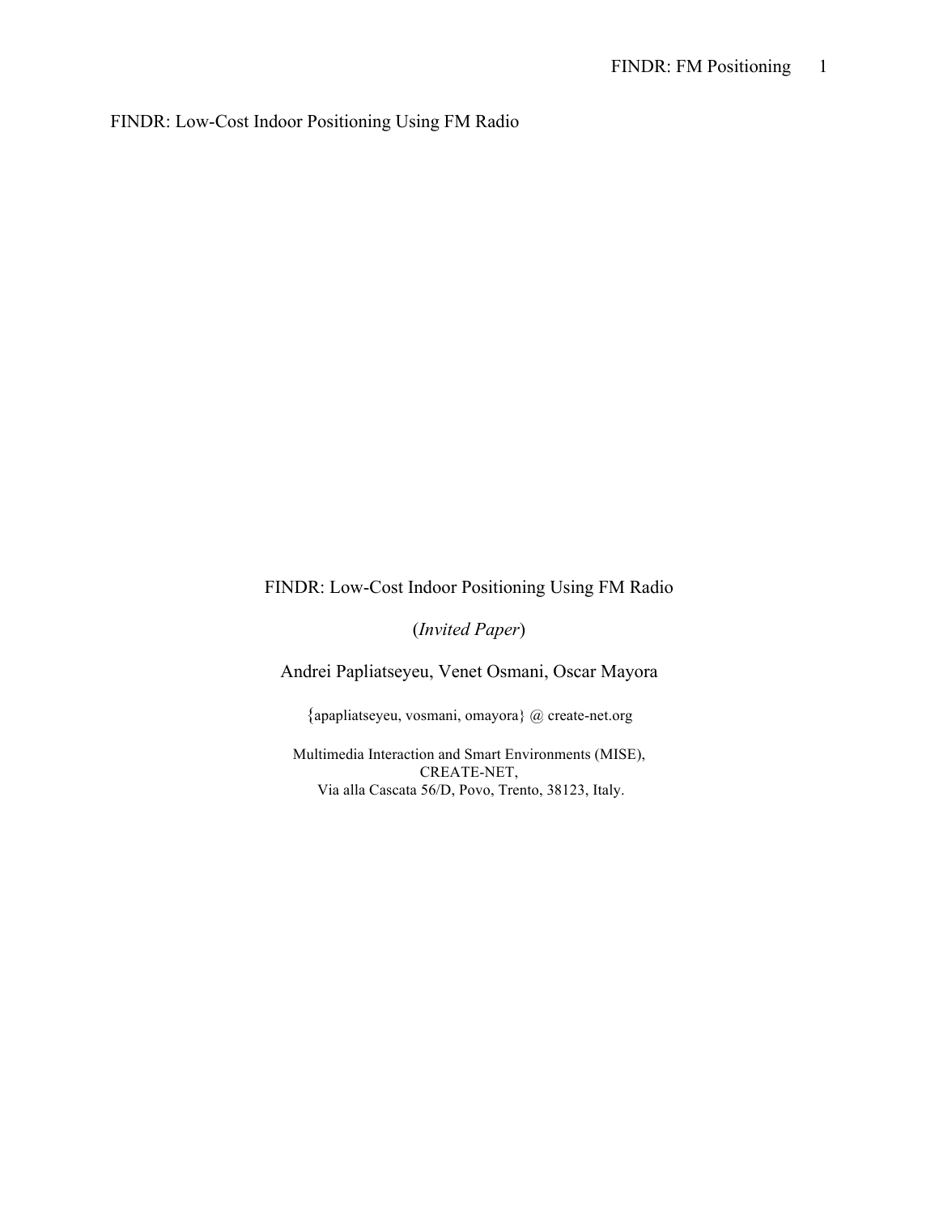FINDR: Low-Cost Indoor Positioning Using FM Radio

# FINDR: Low-Cost Indoor Positioning Using FM Radio

(*Invited Paper*)

Andrei Papliatseyeu, Venet Osmani, Oscar Mayora

{apapliatseyeu, vosmani, omayora} @ create-net.org

Multimedia Interaction and Smart Environments (MISE),
CREATE-NET,
Via alla Cascata 56/D, Povo, Trento, 38123, Italy.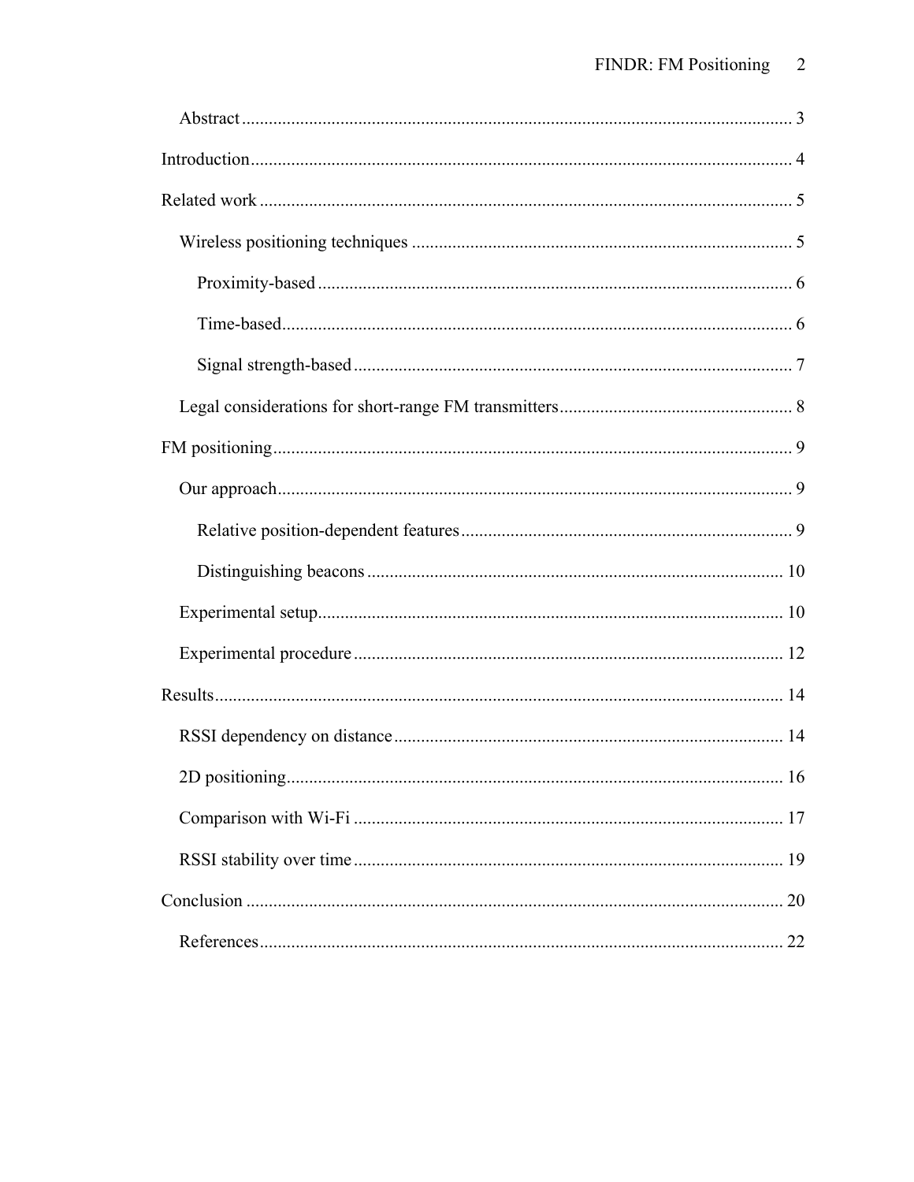Abstract ........................................................................................................................ 3

Introduction ........................................................................................................................ 4

Related work ........................................................................................................................ 5

Wireless positioning techniques ........................................................................................ 5

Proximity-based ........................................................................................................ 6

Time-based ................................................................................................................ 6

Signal strength-based ................................................................................................ 7

Legal considerations for short-range FM transmitters ....................................................... 8

FM positioning .................................................................................................................... 9

Our approach ........................................................................................................................ 9

Relative position-dependent features ......................................................................... 9

Distinguishing beacons ............................................................................................ 10

Experimental setup ............................................................................................................ 10

Experimental procedure .................................................................................................... 12

Results ................................................................................................................................ 14

RSSI dependency on distance .......................................................................................... 14

2D positioning ................................................................................................................... 16

Comparison with Wi-Fi ..................................................................................................... 17

RSSI stability over time .................................................................................................... 19

Conclusion .......................................................................................................................... 20

References .......................................................................................................................... 22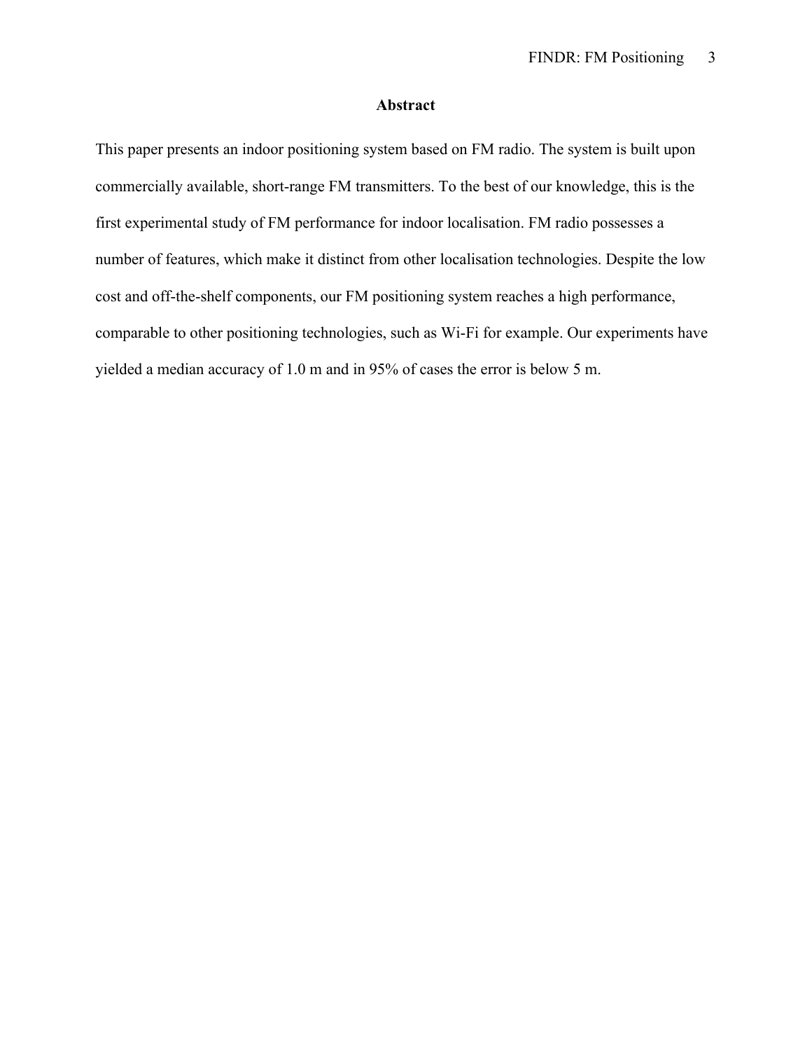## Abstract

This paper presents an indoor positioning system based on FM radio. The system is built upon commercially available, short-range FM transmitters. To the best of our knowledge, this is the first experimental study of FM performance for indoor localisation. FM radio possesses a number of features, which make it distinct from other localisation technologies. Despite the low cost and off-the-shelf components, our FM positioning system reaches a high performance, comparable to other positioning technologies, such as Wi-Fi for example. Our experiments have yielded a median accuracy of 1.0 m and in 95% of cases the error is below 5 m.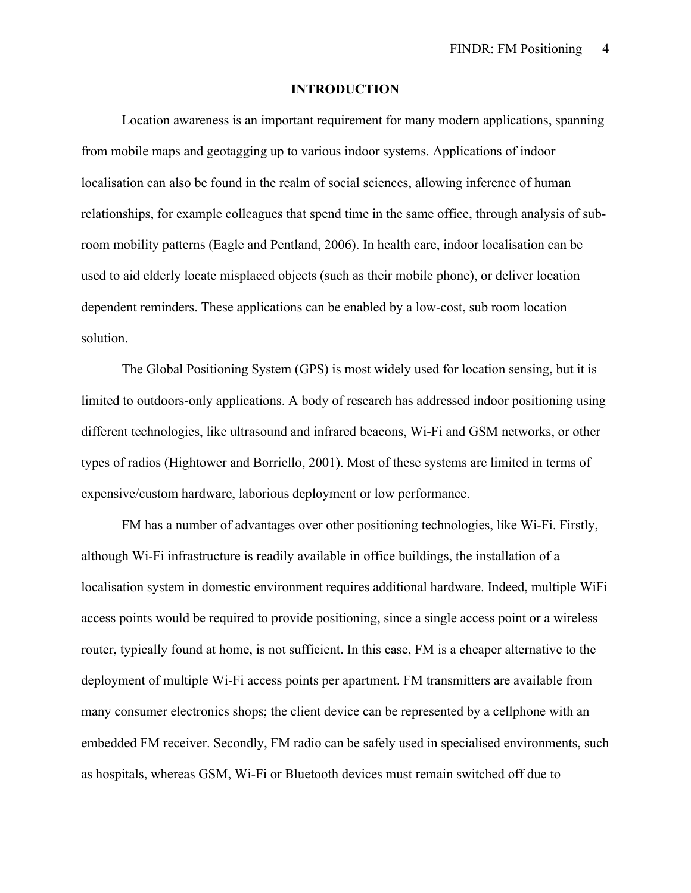## INTRODUCTION

Location awareness is an important requirement for many modern applications, spanning from mobile maps and geotagging up to various indoor systems. Applications of indoor localisation can also be found in the realm of social sciences, allowing inference of human relationships, for example colleagues that spend time in the same office, through analysis of sub-room mobility patterns (Eagle and Pentland, 2006). In health care, indoor localisation can be used to aid elderly locate misplaced objects (such as their mobile phone), or deliver location dependent reminders. These applications can be enabled by a low-cost, sub room location solution.

The Global Positioning System (GPS) is most widely used for location sensing, but it is limited to outdoors-only applications. A body of research has addressed indoor positioning using different technologies, like ultrasound and infrared beacons, Wi-Fi and GSM networks, or other types of radios (Hightower and Borriello, 2001). Most of these systems are limited in terms of expensive/custom hardware, laborious deployment or low performance.

FM has a number of advantages over other positioning technologies, like Wi-Fi. Firstly, although Wi-Fi infrastructure is readily available in office buildings, the installation of a localisation system in domestic environment requires additional hardware. Indeed, multiple WiFi access points would be required to provide positioning, since a single access point or a wireless router, typically found at home, is not sufficient. In this case, FM is a cheaper alternative to the deployment of multiple Wi-Fi access points per apartment. FM transmitters are available from many consumer electronics shops; the client device can be represented by a cellphone with an embedded FM receiver. Secondly, FM radio can be safely used in specialised environments, such as hospitals, whereas GSM, Wi-Fi or Bluetooth devices must remain switched off due to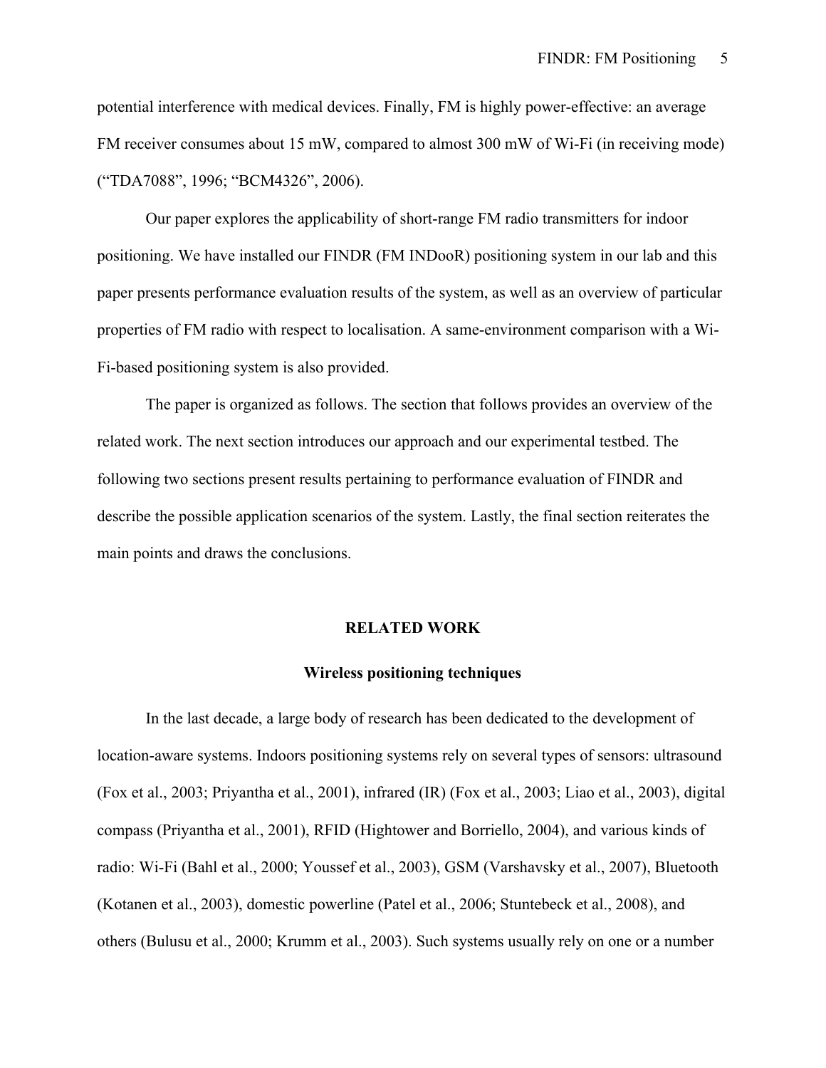potential interference with medical devices. Finally, FM is highly power-effective: an average FM receiver consumes about 15 mW, compared to almost 300 mW of Wi-Fi (in receiving mode) ("TDA7088", 1996; "BCM4326", 2006).

Our paper explores the applicability of short-range FM radio transmitters for indoor positioning. We have installed our FINDR (FM INDooR) positioning system in our lab and this paper presents performance evaluation results of the system, as well as an overview of particular properties of FM radio with respect to localisation. A same-environment comparison with a Wi-Fi-based positioning system is also provided.

The paper is organized as follows. The section that follows provides an overview of the related work. The next section introduces our approach and our experimental testbed. The following two sections present results pertaining to performance evaluation of FINDR and describe the possible application scenarios of the system. Lastly, the final section reiterates the main points and draws the conclusions.

## RELATED WORK

### Wireless positioning techniques

In the last decade, a large body of research has been dedicated to the development of location-aware systems. Indoors positioning systems rely on several types of sensors: ultrasound (Fox et al., 2003; Priyantha et al., 2001), infrared (IR) (Fox et al., 2003; Liao et al., 2003), digital compass (Priyantha et al., 2001), RFID (Hightower and Borriello, 2004), and various kinds of radio: Wi-Fi (Bahl et al., 2000; Youssef et al., 2003), GSM (Varshavsky et al., 2007), Bluetooth (Kotanen et al., 2003), domestic powerline (Patel et al., 2006; Stuntebeck et al., 2008), and others (Bulusu et al., 2000; Krumm et al., 2003). Such systems usually rely on one or a number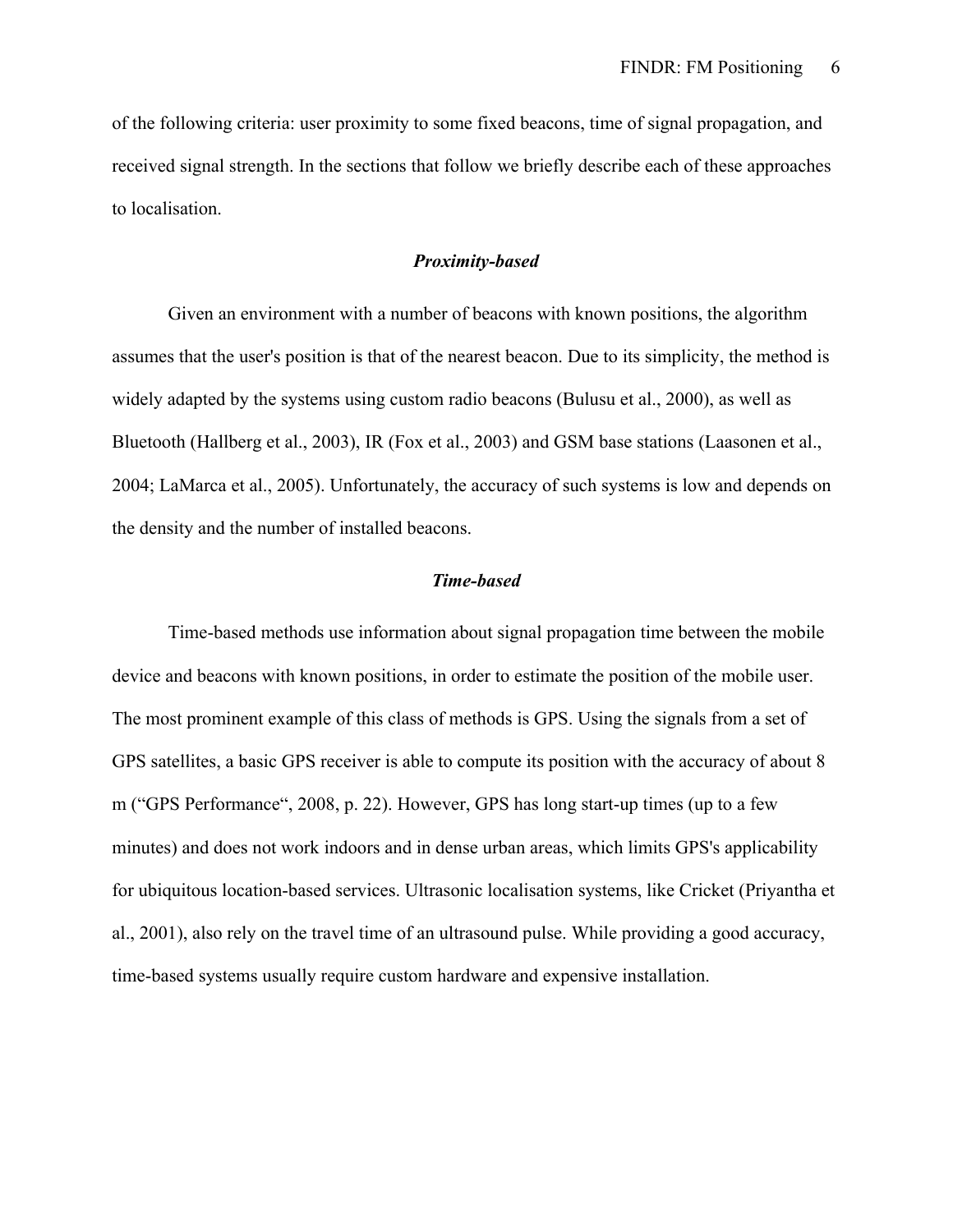of the following criteria: user proximity to some fixed beacons, time of signal propagation, and received signal strength. In the sections that follow we briefly describe each of these approaches to localisation.

### *Proximity-based*

Given an environment with a number of beacons with known positions, the algorithm assumes that the user's position is that of the nearest beacon. Due to its simplicity, the method is widely adapted by the systems using custom radio beacons (Bulusu et al., 2000), as well as Bluetooth (Hallberg et al., 2003), IR (Fox et al., 2003) and GSM base stations (Laasonen et al., 2004; LaMarca et al., 2005). Unfortunately, the accuracy of such systems is low and depends on the density and the number of installed beacons.

### *Time-based*

Time-based methods use information about signal propagation time between the mobile device and beacons with known positions, in order to estimate the position of the mobile user. The most prominent example of this class of methods is GPS. Using the signals from a set of GPS satellites, a basic GPS receiver is able to compute its position with the accuracy of about 8 m ("GPS Performance", 2008, p. 22). However, GPS has long start-up times (up to a few minutes) and does not work indoors and in dense urban areas, which limits GPS's applicability for ubiquitous location-based services. Ultrasonic localisation systems, like Cricket (Priyantha et al., 2001), also rely on the travel time of an ultrasound pulse. While providing a good accuracy, time-based systems usually require custom hardware and expensive installation.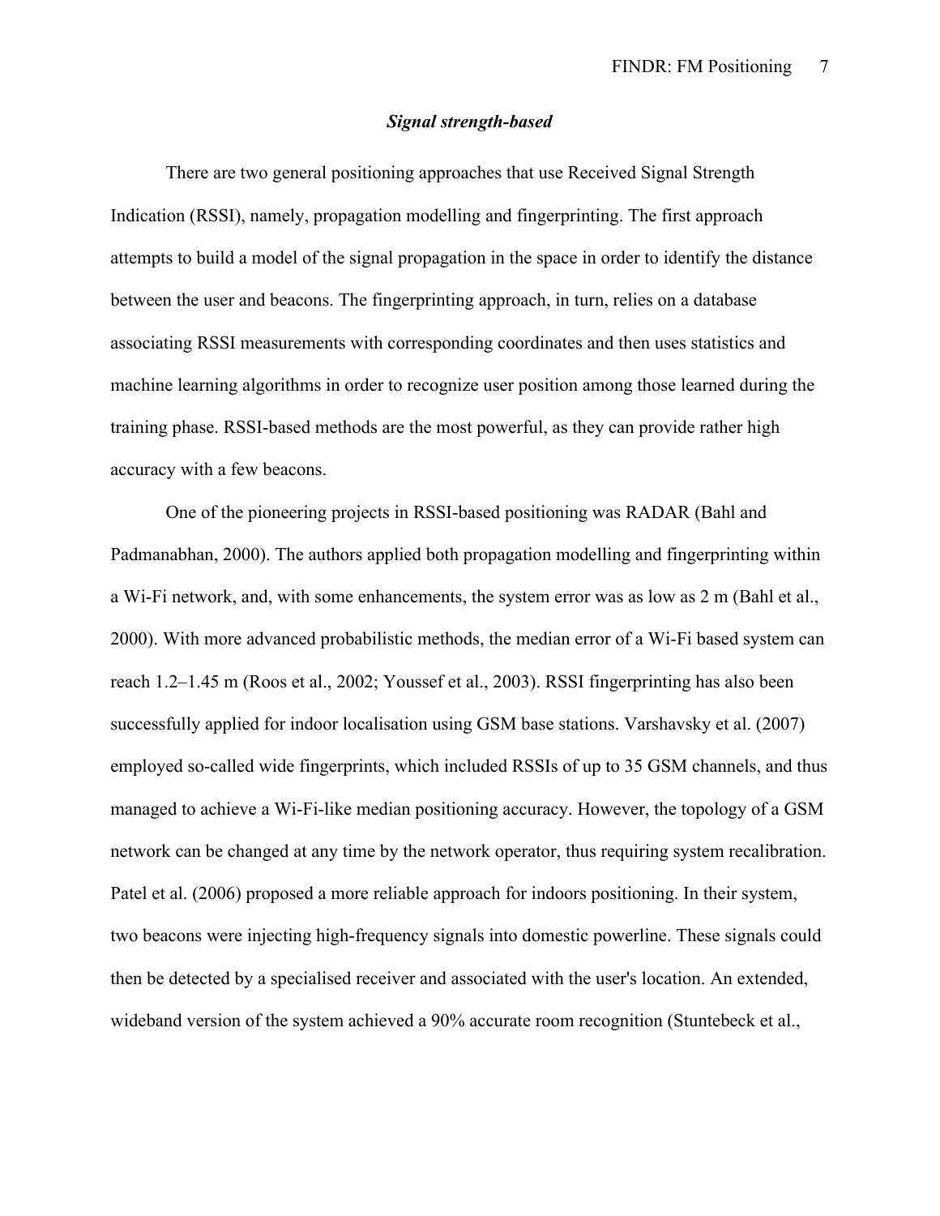### *Signal strength-based*

There are two general positioning approaches that use Received Signal Strength Indication (RSSI), namely, propagation modelling and fingerprinting. The first approach attempts to build a model of the signal propagation in the space in order to identify the distance between the user and beacons. The fingerprinting approach, in turn, relies on a database associating RSSI measurements with corresponding coordinates and then uses statistics and machine learning algorithms in order to recognize user position among those learned during the training phase. RSSI-based methods are the most powerful, as they can provide rather high accuracy with a few beacons.

One of the pioneering projects in RSSI-based positioning was RADAR (Bahl and Padmanabhan, 2000). The authors applied both propagation modelling and fingerprinting within a Wi-Fi network, and, with some enhancements, the system error was as low as 2 m (Bahl et al., 2000). With more advanced probabilistic methods, the median error of a Wi-Fi based system can reach 1.2–1.45 m (Roos et al., 2002; Youssef et al., 2003). RSSI fingerprinting has also been successfully applied for indoor localisation using GSM base stations. Varshavsky et al. (2007) employed so-called wide fingerprints, which included RSSIs of up to 35 GSM channels, and thus managed to achieve a Wi-Fi-like median positioning accuracy. However, the topology of a GSM network can be changed at any time by the network operator, thus requiring system recalibration. Patel et al. (2006) proposed a more reliable approach for indoors positioning. In their system, two beacons were injecting high-frequency signals into domestic powerline. These signals could then be detected by a specialised receiver and associated with the user's location. An extended, wideband version of the system achieved a 90% accurate room recognition (Stuntebeck et al.,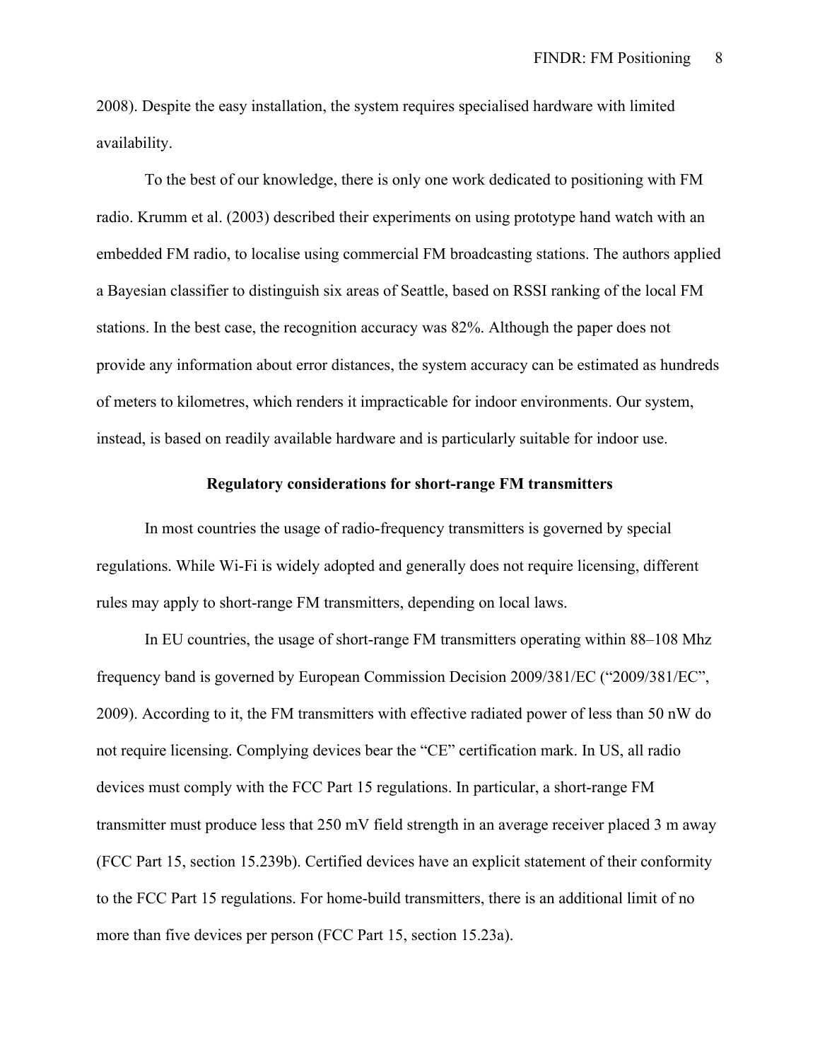2008). Despite the easy installation, the system requires specialised hardware with limited availability.

To the best of our knowledge, there is only one work dedicated to positioning with FM radio. Krumm et al. (2003) described their experiments on using prototype hand watch with an embedded FM radio, to localise using commercial FM broadcasting stations. The authors applied a Bayesian classifier to distinguish six areas of Seattle, based on RSSI ranking of the local FM stations. In the best case, the recognition accuracy was 82%. Although the paper does not provide any information about error distances, the system accuracy can be estimated as hundreds of meters to kilometres, which renders it impracticable for indoor environments. Our system, instead, is based on readily available hardware and is particularly suitable for indoor use.

## Regulatory considerations for short-range FM transmitters

In most countries the usage of radio-frequency transmitters is governed by special regulations. While Wi-Fi is widely adopted and generally does not require licensing, different rules may apply to short-range FM transmitters, depending on local laws.

In EU countries, the usage of short-range FM transmitters operating within 88–108 Mhz frequency band is governed by European Commission Decision 2009/381/EC ("2009/381/EC", 2009). According to it, the FM transmitters with effective radiated power of less than 50 nW do not require licensing. Complying devices bear the "CE" certification mark. In US, all radio devices must comply with the FCC Part 15 regulations. In particular, a short-range FM transmitter must produce less that 250 mV field strength in an average receiver placed 3 m away (FCC Part 15, section 15.239b). Certified devices have an explicit statement of their conformity to the FCC Part 15 regulations. For home-build transmitters, there is an additional limit of no more than five devices per person (FCC Part 15, section 15.23a).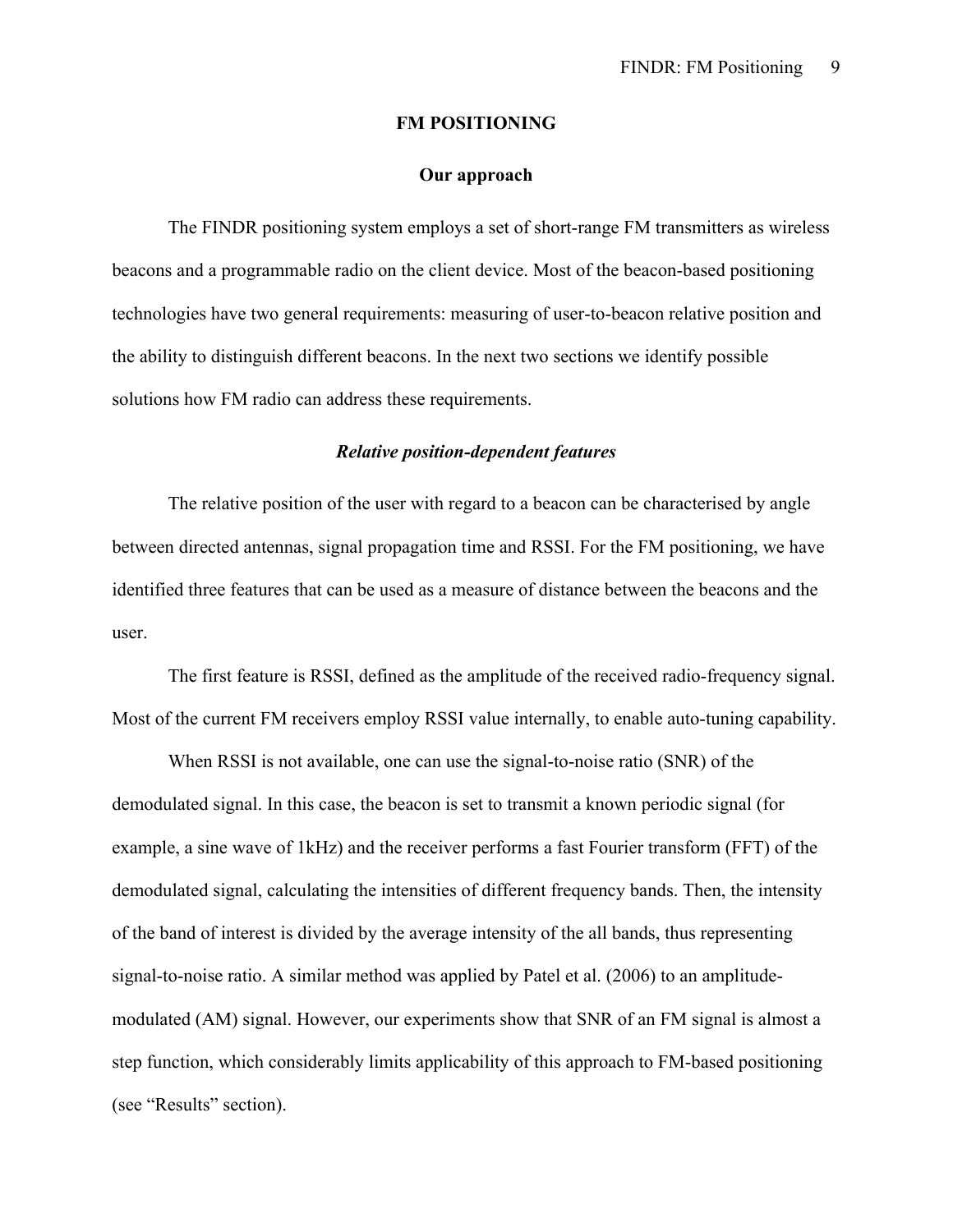# FM POSITIONING

## Our approach

The FINDR positioning system employs a set of short-range FM transmitters as wireless beacons and a programmable radio on the client device. Most of the beacon-based positioning technologies have two general requirements: measuring of user-to-beacon relative position and the ability to distinguish different beacons. In the next two sections we identify possible solutions how FM radio can address these requirements.

### *Relative position-dependent features*

The relative position of the user with regard to a beacon can be characterised by angle between directed antennas, signal propagation time and RSSI. For the FM positioning, we have identified three features that can be used as a measure of distance between the beacons and the user.

The first feature is RSSI, defined as the amplitude of the received radio-frequency signal. Most of the current FM receivers employ RSSI value internally, to enable auto-tuning capability.

When RSSI is not available, one can use the signal-to-noise ratio (SNR) of the demodulated signal. In this case, the beacon is set to transmit a known periodic signal (for example, a sine wave of 1kHz) and the receiver performs a fast Fourier transform (FFT) of the demodulated signal, calculating the intensities of different frequency bands. Then, the intensity of the band of interest is divided by the average intensity of the all bands, thus representing signal-to-noise ratio. A similar method was applied by Patel et al. (2006) to an amplitude-modulated (AM) signal. However, our experiments show that SNR of an FM signal is almost a step function, which considerably limits applicability of this approach to FM-based positioning (see “Results” section).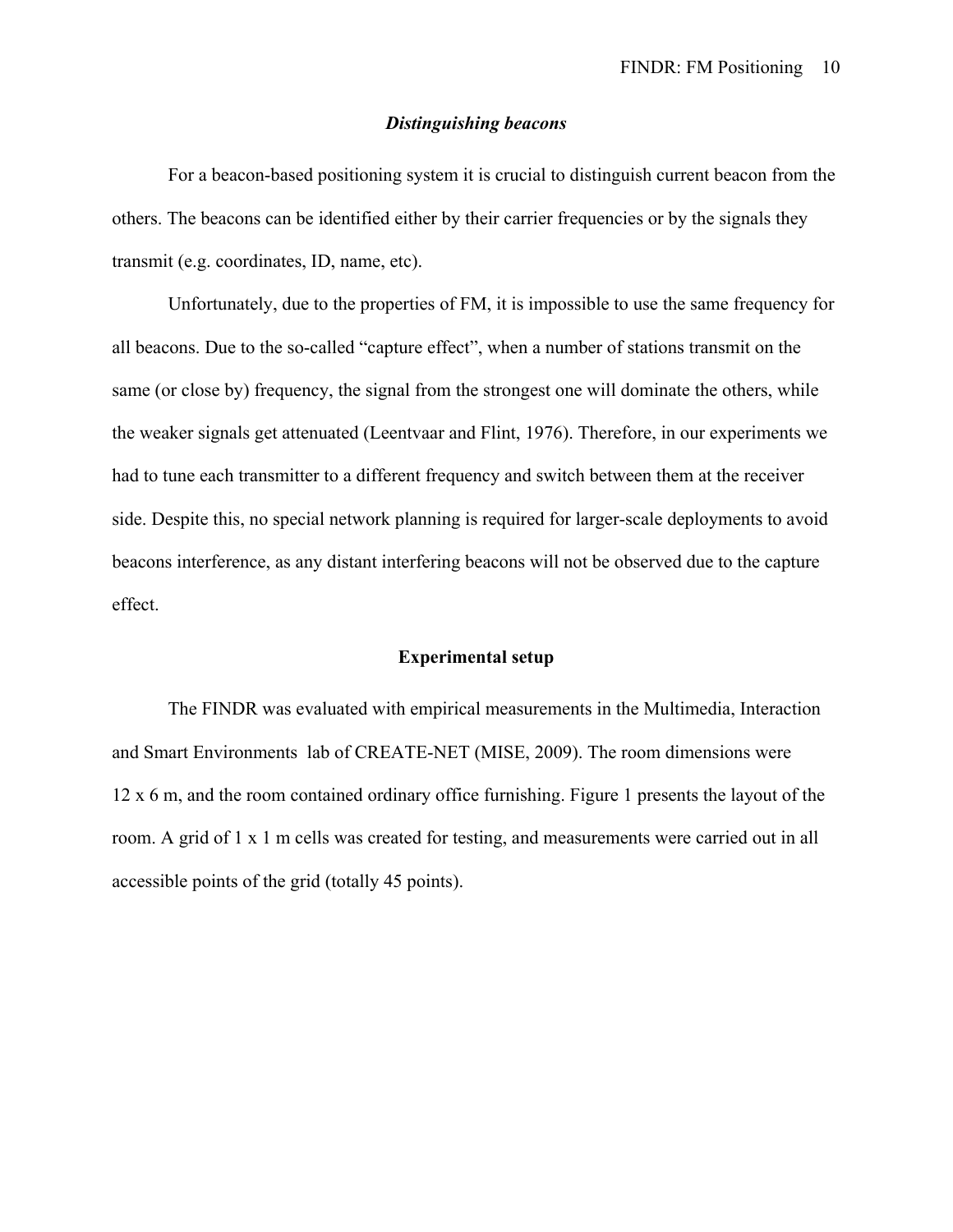### *Distinguishing beacons*

For a beacon-based positioning system it is crucial to distinguish current beacon from the others. The beacons can be identified either by their carrier frequencies or by the signals they transmit (e.g. coordinates, ID, name, etc).

Unfortunately, due to the properties of FM, it is impossible to use the same frequency for all beacons. Due to the so-called "capture effect", when a number of stations transmit on the same (or close by) frequency, the signal from the strongest one will dominate the others, while the weaker signals get attenuated (Leentvaar and Flint, 1976). Therefore, in our experiments we had to tune each transmitter to a different frequency and switch between them at the receiver side. Despite this, no special network planning is required for larger-scale deployments to avoid beacons interference, as any distant interfering beacons will not be observed due to the capture effect.

## **Experimental setup**

The FINDR was evaluated with empirical measurements in the Multimedia, Interaction and Smart Environments lab of CREATE-NET (MISE, 2009). The room dimensions were 12 x 6 m, and the room contained ordinary office furnishing. Figure 1 presents the layout of the room. A grid of 1 x 1 m cells was created for testing, and measurements were carried out in all accessible points of the grid (totally 45 points).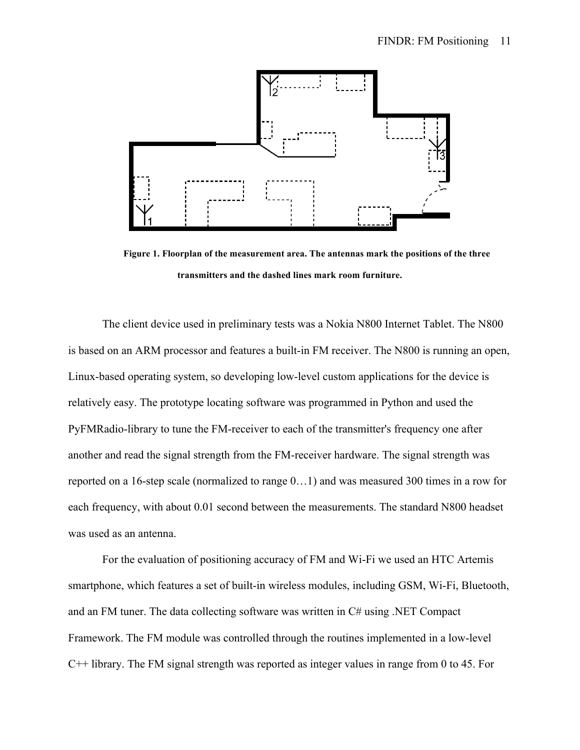**Figure 1. Floorplan of the measurement area. The antennas mark the positions of the three transmitters and the dashed lines mark room furniture.**

The client device used in preliminary tests was a Nokia N800 Internet Tablet. The N800 is based on an ARM processor and features a built-in FM receiver. The N800 is running an open, Linux-based operating system, so developing low-level custom applications for the device is relatively easy. The prototype locating software was programmed in Python and used the PyFMRadio-library to tune the FM-receiver to each of the transmitter's frequency one after another and read the signal strength from the FM-receiver hardware. The signal strength was reported on a 16-step scale (normalized to range 0…1) and was measured 300 times in a row for each frequency, with about 0.01 second between the measurements. The standard N800 headset was used as an antenna.

For the evaluation of positioning accuracy of FM and Wi-Fi we used an HTC Artemis smartphone, which features a set of built-in wireless modules, including GSM, Wi-Fi, Bluetooth, and an FM tuner. The data collecting software was written in C# using .NET Compact Framework. The FM module was controlled through the routines implemented in a low-level C++ library. The FM signal strength was reported as integer values in range from 0 to 45. For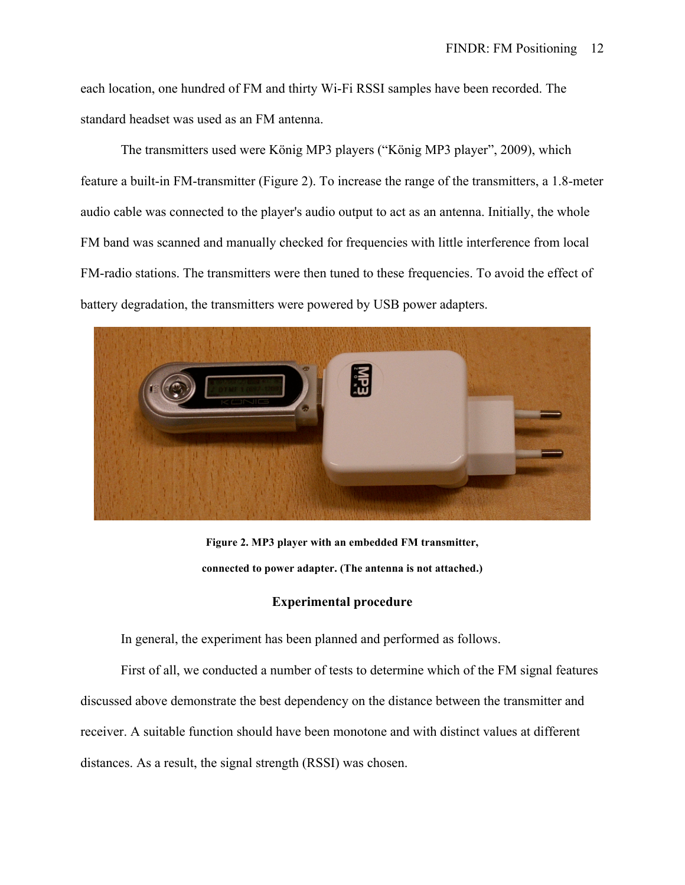each location, one hundred of FM and thirty Wi-Fi RSSI samples have been recorded. The standard headset was used as an FM antenna.

The transmitters used were König MP3 players ("König MP3 player", 2009), which feature a built-in FM-transmitter (Figure 2). To increase the range of the transmitters, a 1.8-meter audio cable was connected to the player's audio output to act as an antenna. Initially, the whole FM band was scanned and manually checked for frequencies with little interference from local FM-radio stations. The transmitters were then tuned to these frequencies. To avoid the effect of battery degradation, the transmitters were powered by USB power adapters.

**Figure 2. MP3 player with an embedded FM transmitter, connected to power adapter. (The antenna is not attached.)**

## Experimental procedure

In general, the experiment has been planned and performed as follows.

First of all, we conducted a number of tests to determine which of the FM signal features discussed above demonstrate the best dependency on the distance between the transmitter and receiver. A suitable function should have been monotone and with distinct values at different distances. As a result, the signal strength (RSSI) was chosen.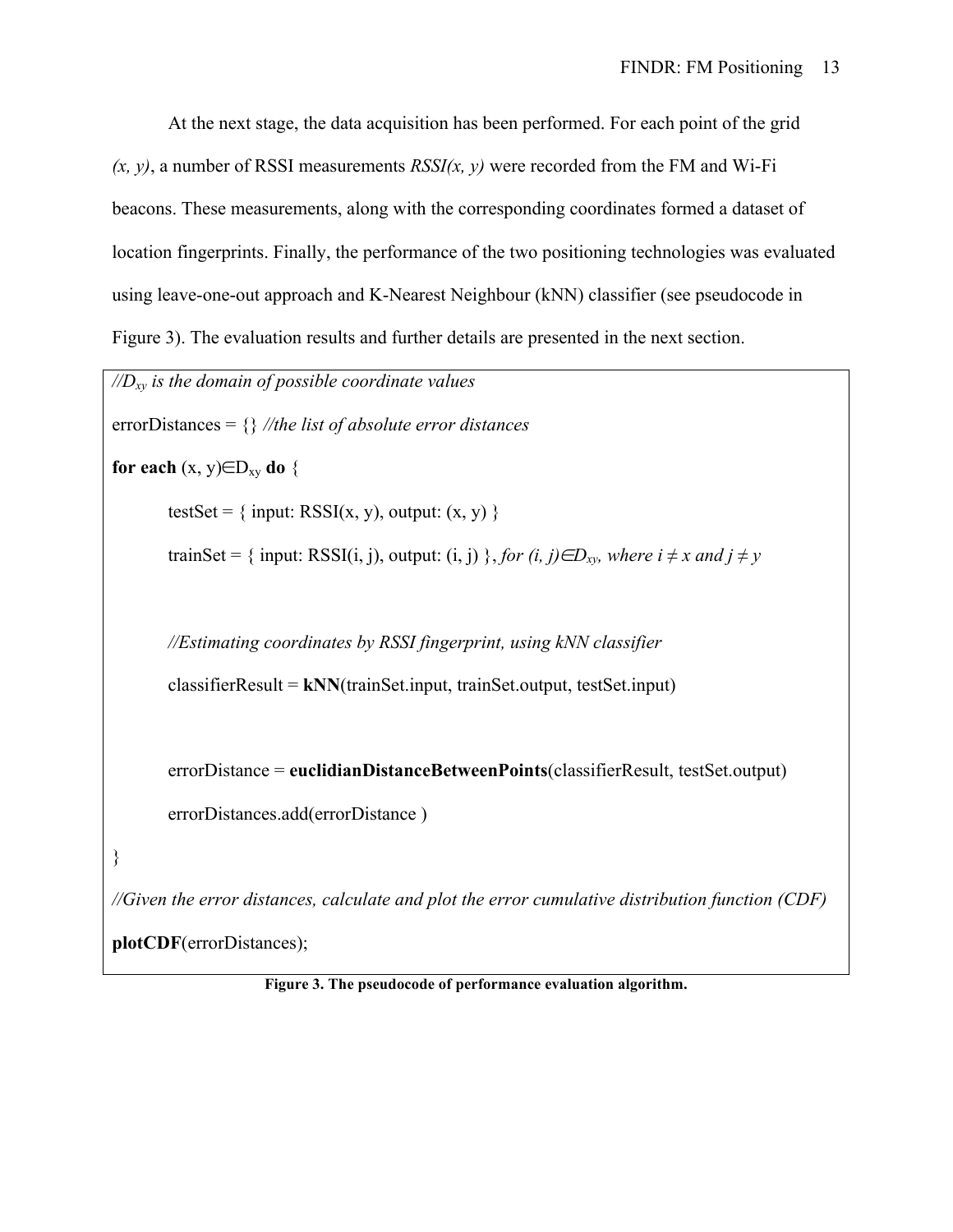At the next stage, the data acquisition has been performed. For each point of the grid *(x, y)*, a number of RSSI measurements *RSSI(x, y)* were recorded from the FM and Wi-Fi beacons. These measurements, along with the corresponding coordinates formed a dataset of location fingerprints. Finally, the performance of the two positioning technologies was evaluated using leave-one-out approach and K-Nearest Neighbour (kNN) classifier (see pseudocode in Figure 3). The evaluation results and further details are presented in the next section.

```
//Dxy is the domain of possible coordinate values
errorDistances = {} //the list of absolute error distances
for each (x, y)∈Dxy do {
        testSet = { input: RSSI(x, y), output: (x, y) }
        trainSet = { input: RSSI(i, j), output: (i, j) }, for (i, j)∈Dxy, where i ≠ x and j ≠ y

        //Estimating coordinates by RSSI fingerprint, using kNN classifier
        classifierResult = kNN(trainSet.input, trainSet.output, testSet.input)

        errorDistance = euclidianDistanceBetweenPoints(classifierResult, testSet.output)
        errorDistances.add(errorDistance )
}
//Given the error distances, calculate and plot the error cumulative distribution function (CDF)
plotCDF(errorDistances);
```

**Figure 3. The pseudocode of performance evaluation algorithm.**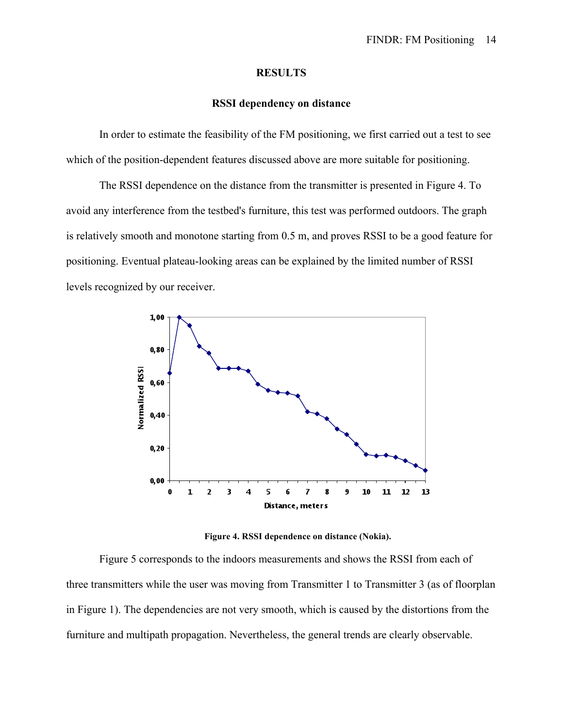## RESULTS

### RSSI dependency on distance

In order to estimate the feasibility of the FM positioning, we first carried out a test to see which of the position-dependent features discussed above are more suitable for positioning.

The RSSI dependence on the distance from the transmitter is presented in Figure 4. To avoid any interference from the testbed's furniture, this test was performed outdoors. The graph is relatively smooth and monotone starting from 0.5 m, and proves RSSI to be a good feature for positioning. Eventual plateau-looking areas can be explained by the limited number of RSSI levels recognized by our receiver.

**Figure 4. RSSI dependence on distance (Nokia).**

Figure 5 corresponds to the indoors measurements and shows the RSSI from each of three transmitters while the user was moving from Transmitter 1 to Transmitter 3 (as of floorplan in Figure 1). The dependencies are not very smooth, which is caused by the distortions from the furniture and multipath propagation. Nevertheless, the general trends are clearly observable.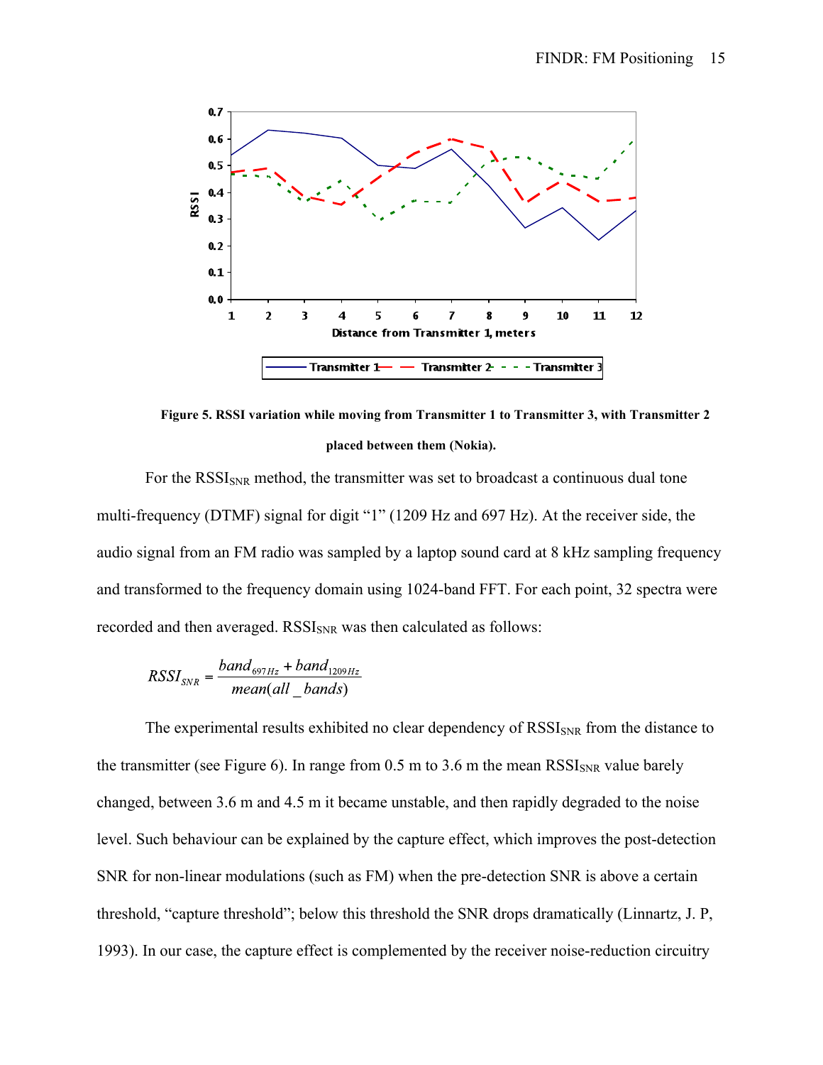**Figure 5. RSSI variation while moving from Transmitter 1 to Transmitter 3, with Transmitter 2 placed between them (Nokia).**

For the $RSSI_{SNR}$ method, the transmitter was set to broadcast a continuous dual tone multi-frequency (DTMF) signal for digit "1" (1209 Hz and 697 Hz). At the receiver side, the audio signal from an FM radio was sampled by a laptop sound card at 8 kHz sampling frequency and transformed to the frequency domain using 1024-band FFT. For each point, 32 spectra were recorded and then averaged. $RSSI_{SNR}$ was then calculated as follows:

$$RSSI_{SNR} = \frac{band_{697Hz} + band_{1209Hz}}{mean(all\_bands)}$$

The experimental results exhibited no clear dependency of $RSSI_{SNR}$ from the distance to the transmitter (see Figure 6). In range from 0.5 m to 3.6 m the mean $RSSI_{SNR}$ value barely changed, between 3.6 m and 4.5 m it became unstable, and then rapidly degraded to the noise level. Such behaviour can be explained by the capture effect, which improves the post-detection SNR for non-linear modulations (such as FM) when the pre-detection SNR is above a certain threshold, "capture threshold"; below this threshold the SNR drops dramatically (Linnartz, J. P, 1993). In our case, the capture effect is complemented by the receiver noise-reduction circuitry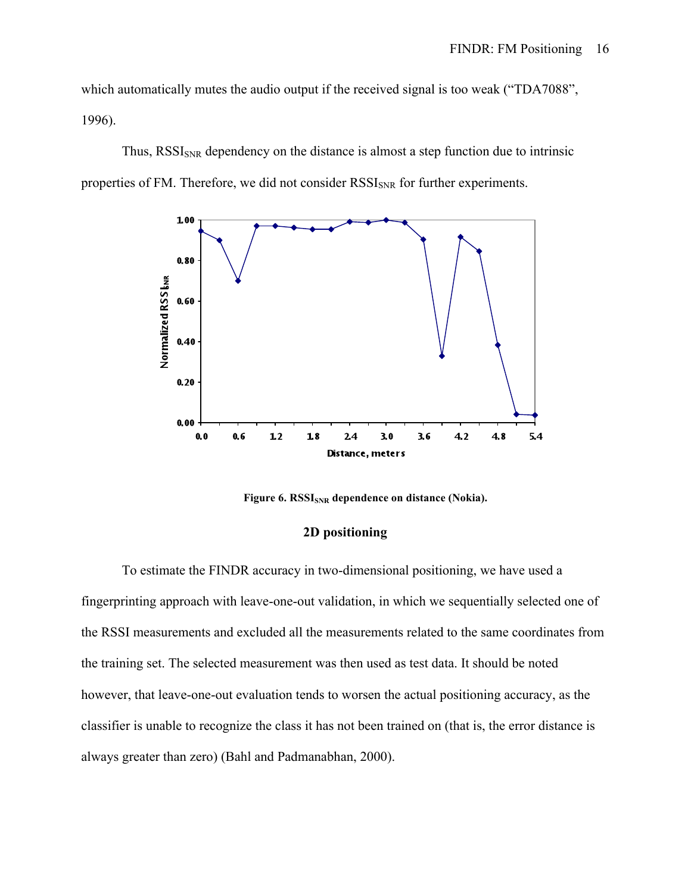which automatically mutes the audio output if the received signal is too weak ("TDA7088", 1996).

Thus, $RSSI_{SNR}$ dependency on the distance is almost a step function due to intrinsic properties of FM. Therefore, we did not consider $RSSI_{SNR}$ for further experiments.

**Figure 6. $RSSI_{SNR}$ dependence on distance (Nokia).**

## 2D positioning

To estimate the FINDR accuracy in two-dimensional positioning, we have used a fingerprinting approach with leave-one-out validation, in which we sequentially selected one of the RSSI measurements and excluded all the measurements related to the same coordinates from the training set. The selected measurement was then used as test data. It should be noted however, that leave-one-out evaluation tends to worsen the actual positioning accuracy, as the classifier is unable to recognize the class it has not been trained on (that is, the error distance is always greater than zero) (Bahl and Padmanabhan, 2000).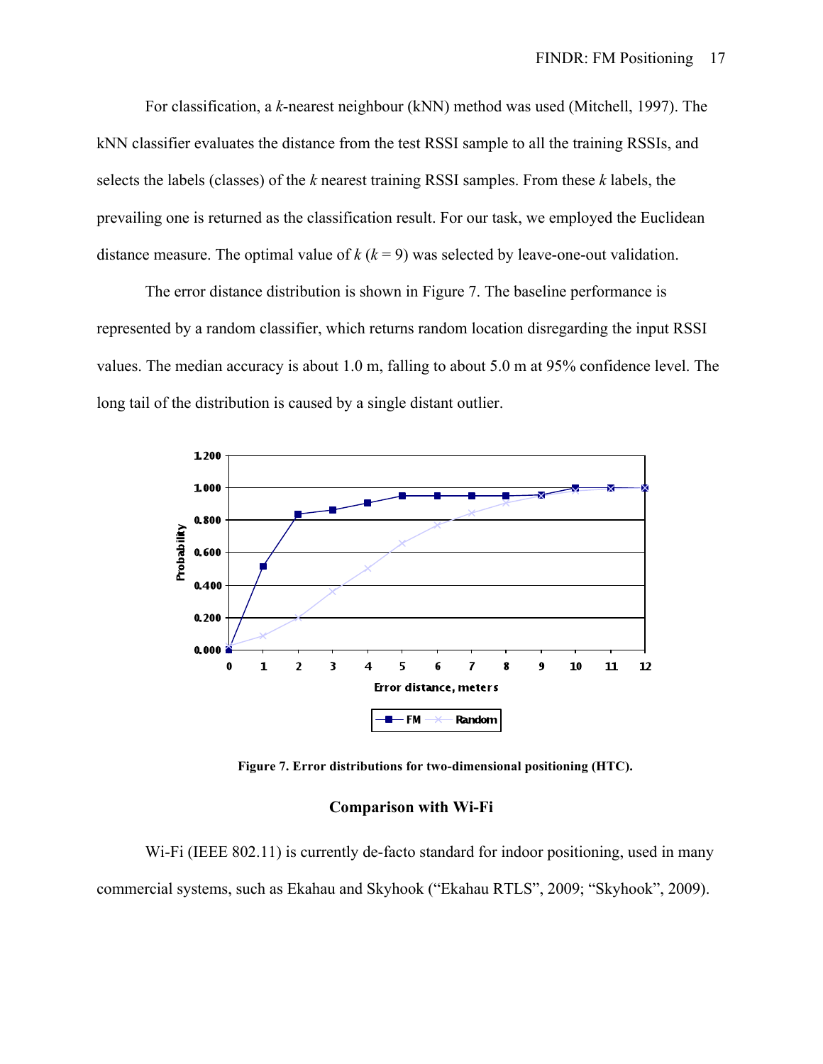For classification, a *k*-nearest neighbour (kNN) method was used (Mitchell, 1997). The kNN classifier evaluates the distance from the test RSSI sample to all the training RSSIs, and selects the labels (classes) of the *k* nearest training RSSI samples. From these *k* labels, the prevailing one is returned as the classification result. For our task, we employed the Euclidean distance measure. The optimal value of *k* ($k = 9$) was selected by leave-one-out validation.

The error distance distribution is shown in Figure 7. The baseline performance is represented by a random classifier, which returns random location disregarding the input RSSI values. The median accuracy is about 1.0 m, falling to about 5.0 m at 95% confidence level. The long tail of the distribution is caused by a single distant outlier.

**Figure 7. Error distributions for two-dimensional positioning (HTC).**

## Comparison with Wi-Fi

Wi-Fi (IEEE 802.11) is currently de-facto standard for indoor positioning, used in many commercial systems, such as Ekahau and Skyhook (“Ekahau RTLS”, 2009; “Skyhook”, 2009).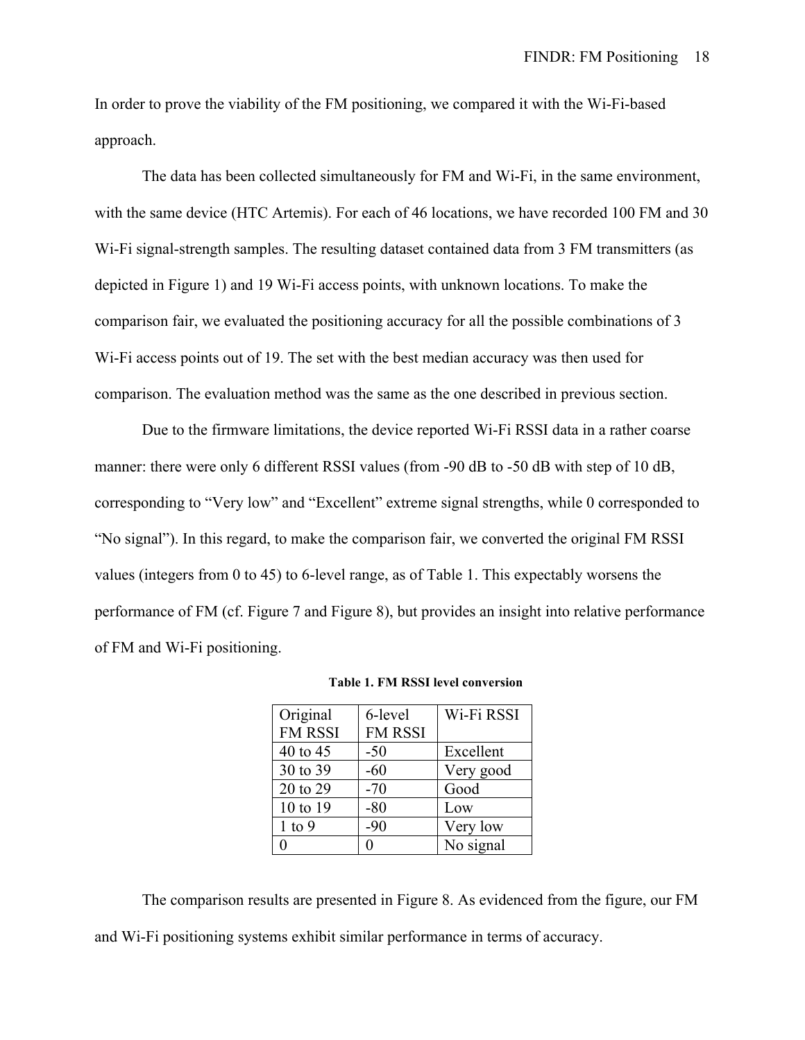In order to prove the viability of the FM positioning, we compared it with the Wi-Fi-based approach.

The data has been collected simultaneously for FM and Wi-Fi, in the same environment, with the same device (HTC Artemis). For each of 46 locations, we have recorded 100 FM and 30 Wi-Fi signal-strength samples. The resulting dataset contained data from 3 FM transmitters (as depicted in Figure 1) and 19 Wi-Fi access points, with unknown locations. To make the comparison fair, we evaluated the positioning accuracy for all the possible combinations of 3 Wi-Fi access points out of 19. The set with the best median accuracy was then used for comparison. The evaluation method was the same as the one described in previous section.

Due to the firmware limitations, the device reported Wi-Fi RSSI data in a rather coarse manner: there were only 6 different RSSI values (from -90 dB to -50 dB with step of 10 dB, corresponding to “Very low” and “Excellent” extreme signal strengths, while 0 corresponded to “No signal”). In this regard, to make the comparison fair, we converted the original FM RSSI values (integers from 0 to 45) to 6-level range, as of Table 1. This expectably worsens the performance of FM (cf. Figure 7 and Figure 8), but provides an insight into relative performance of FM and Wi-Fi positioning.

**Table 1. FM RSSI level conversion**

| Original FM RSSI | 6-level FM RSSI | Wi-Fi RSSI |
|---|---|---|
| 40 to 45 | -50 | Excellent |
| 30 to 39 | -60 | Very good |
| 20 to 29 | -70 | Good |
| 10 to 19 | -80 | Low |
| 1 to 9 | -90 | Very low |
| 0 | 0 | No signal |

The comparison results are presented in Figure 8. As evidenced from the figure, our FM and Wi-Fi positioning systems exhibit similar performance in terms of accuracy.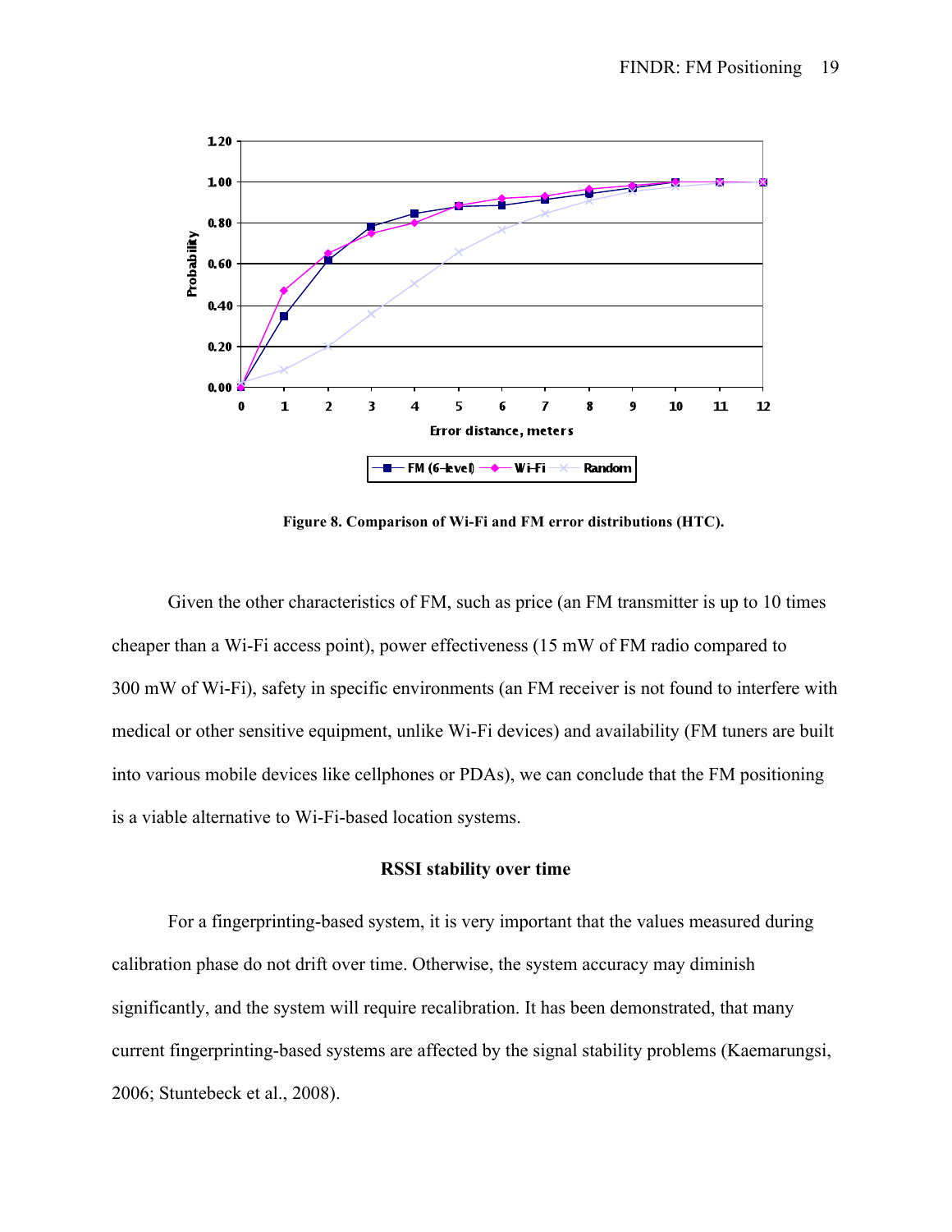**Figure 8. Comparison of Wi-Fi and FM error distributions (HTC).**

Given the other characteristics of FM, such as price (an FM transmitter is up to 10 times cheaper than a Wi-Fi access point), power effectiveness (15 mW of FM radio compared to 300 mW of Wi-Fi), safety in specific environments (an FM receiver is not found to interfere with medical or other sensitive equipment, unlike Wi-Fi devices) and availability (FM tuners are built into various mobile devices like cellphones or PDAs), we can conclude that the FM positioning is a viable alternative to Wi-Fi-based location systems.

## RSSI stability over time

For a fingerprinting-based system, it is very important that the values measured during calibration phase do not drift over time. Otherwise, the system accuracy may diminish significantly, and the system will require recalibration. It has been demonstrated, that many current fingerprinting-based systems are affected by the signal stability problems (Kaemarungsi, 2006; Stuntebeck et al., 2008).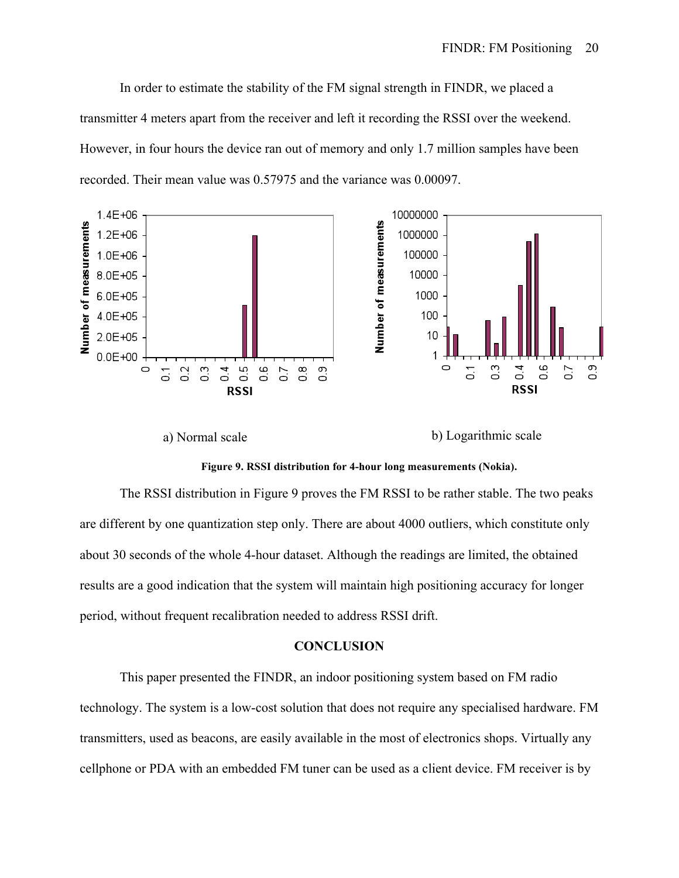In order to estimate the stability of the FM signal strength in FINDR, we placed a transmitter 4 meters apart from the receiver and left it recording the RSSI over the weekend. However, in four hours the device ran out of memory and only 1.7 million samples have been recorded. Their mean value was 0.57975 and the variance was 0.00097.

a) Normal scale

b) Logarithmic scale

**Figure 9. RSSI distribution for 4-hour long measurements (Nokia).**

The RSSI distribution in Figure 9 proves the FM RSSI to be rather stable. The two peaks are different by one quantization step only. There are about 4000 outliers, which constitute only about 30 seconds of the whole 4-hour dataset. Although the readings are limited, the obtained results are a good indication that the system will maintain high positioning accuracy for longer period, without frequent recalibration needed to address RSSI drift.

## CONCLUSION

This paper presented the FINDR, an indoor positioning system based on FM radio technology. The system is a low-cost solution that does not require any specialised hardware. FM transmitters, used as beacons, are easily available in the most of electronics shops. Virtually any cellphone or PDA with an embedded FM tuner can be used as a client device. FM receiver is by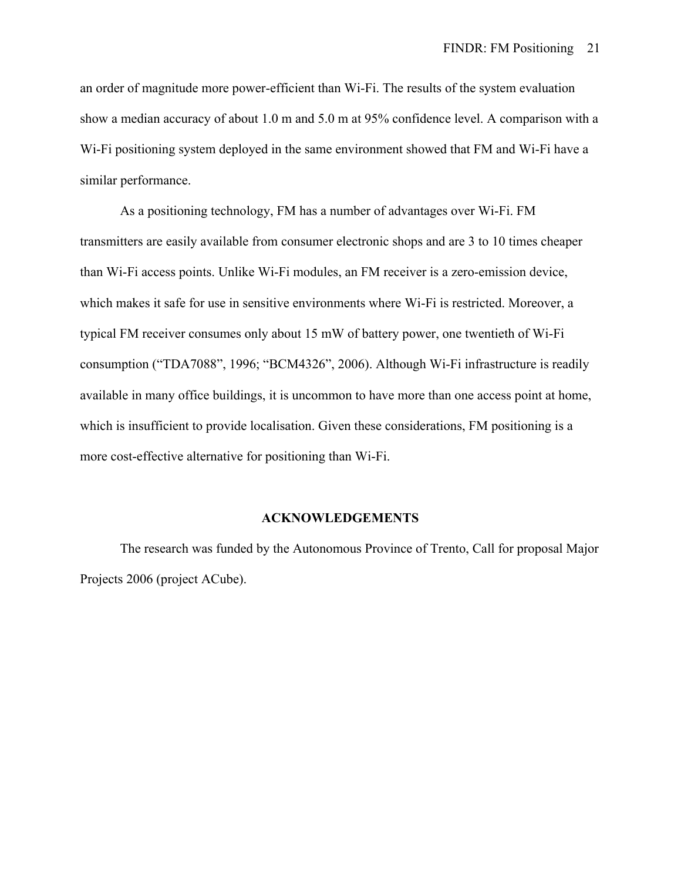an order of magnitude more power-efficient than Wi-Fi. The results of the system evaluation show a median accuracy of about 1.0 m and 5.0 m at 95% confidence level. A comparison with a Wi-Fi positioning system deployed in the same environment showed that FM and Wi-Fi have a similar performance.

As a positioning technology, FM has a number of advantages over Wi-Fi. FM transmitters are easily available from consumer electronic shops and are 3 to 10 times cheaper than Wi-Fi access points. Unlike Wi-Fi modules, an FM receiver is a zero-emission device, which makes it safe for use in sensitive environments where Wi-Fi is restricted. Moreover, a typical FM receiver consumes only about 15 mW of battery power, one twentieth of Wi-Fi consumption (“TDA7088”, 1996; “BCM4326”, 2006). Although Wi-Fi infrastructure is readily available in many office buildings, it is uncommon to have more than one access point at home, which is insufficient to provide localisation. Given these considerations, FM positioning is a more cost-effective alternative for positioning than Wi-Fi.

## ACKNOWLEDGEMENTS

The research was funded by the Autonomous Province of Trento, Call for proposal Major Projects 2006 (project ACube).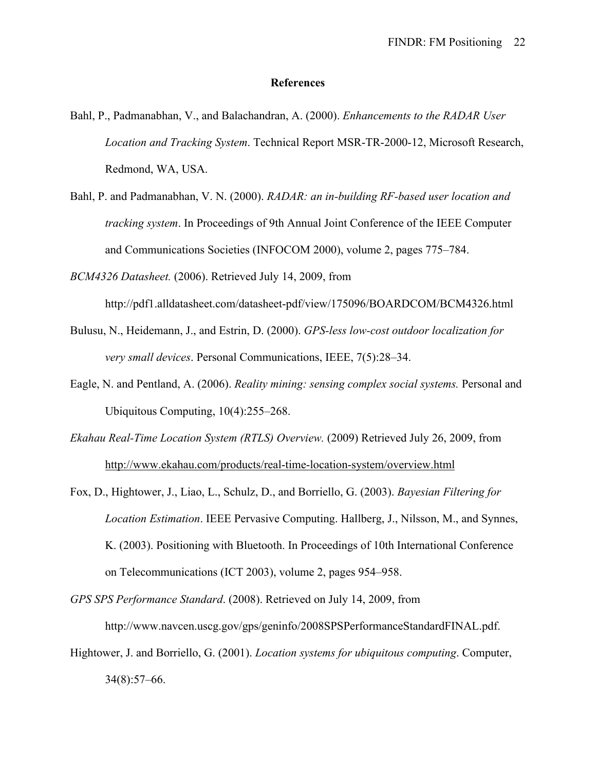**References**

Bahl, P., Padmanabhan, V., and Balachandran, A. (2000). *Enhancements to the RADAR User Location and Tracking System*. Technical Report MSR-TR-2000-12, Microsoft Research, Redmond, WA, USA.

Bahl, P. and Padmanabhan, V. N. (2000). *RADAR: an in-building RF-based user location and tracking system*. In Proceedings of 9th Annual Joint Conference of the IEEE Computer and Communications Societies (INFOCOM 2000), volume 2, pages 775–784.

*BCM4326 Datasheet.* (2006). Retrieved July 14, 2009, from http://pdf1.alldatasheet.com/datasheet-pdf/view/175096/BOARDCOM/BCM4326.html

Bulusu, N., Heidemann, J., and Estrin, D. (2000). *GPS-less low-cost outdoor localization for very small devices*. Personal Communications, IEEE, 7(5):28–34.

Eagle, N. and Pentland, A. (2006). *Reality mining: sensing complex social systems.* Personal and Ubiquitous Computing, 10(4):255–268.

*Ekahau Real-Time Location System (RTLS) Overview.* (2009) Retrieved July 26, 2009, from http://www.ekahau.com/products/real-time-location-system/overview.html

Fox, D., Hightower, J., Liao, L., Schulz, D., and Borriello, G. (2003). *Bayesian Filtering for Location Estimation*. IEEE Pervasive Computing. Hallberg, J., Nilsson, M., and Synnes, K. (2003). Positioning with Bluetooth. In Proceedings of 10th International Conference on Telecommunications (ICT 2003), volume 2, pages 954–958.

*GPS SPS Performance Standard*. (2008). Retrieved on July 14, 2009, from http://www.navcen.uscg.gov/gps/geninfo/2008SPSPerformanceStandardFINAL.pdf.

Hightower, J. and Borriello, G. (2001). *Location systems for ubiquitous computing*. Computer, 34(8):57–66.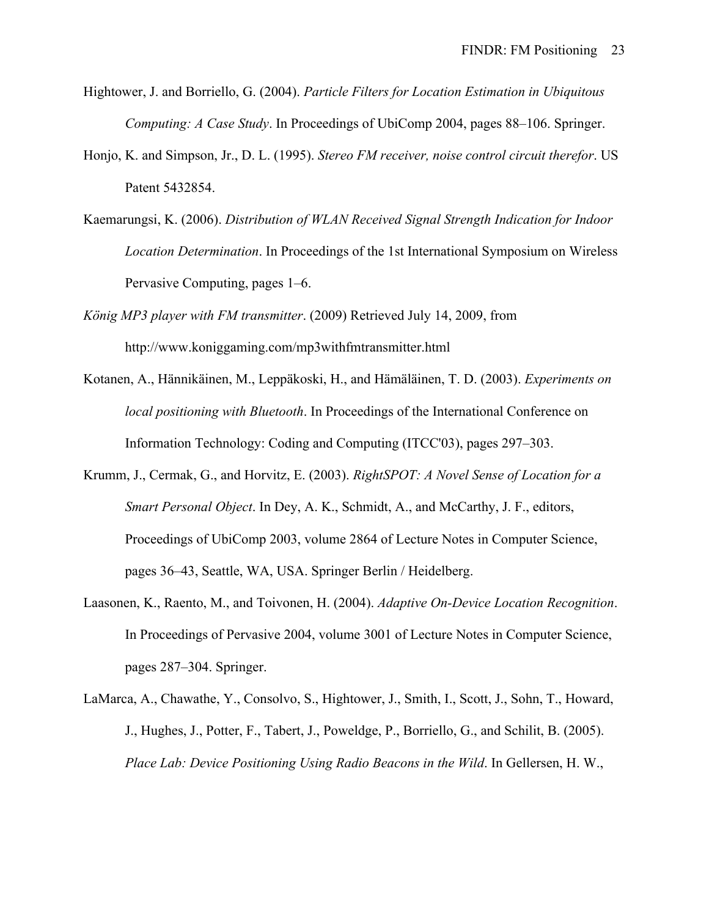Hightower, J. and Borriello, G. (2004). *Particle Filters for Location Estimation in Ubiquitous Computing: A Case Study*. In Proceedings of UbiComp 2004, pages 88–106. Springer.

Honjo, K. and Simpson, Jr., D. L. (1995). *Stereo FM receiver, noise control circuit therefor*. US Patent 5432854.

Kaemarungsi, K. (2006). *Distribution of WLAN Received Signal Strength Indication for Indoor Location Determination*. In Proceedings of the 1st International Symposium on Wireless Pervasive Computing, pages 1–6.

*König MP3 player with FM transmitter*. (2009) Retrieved July 14, 2009, from http://www.koniggaming.com/mp3withfmtransmitter.html

Kotanen, A., Hännikäinen, M., Leppäkoski, H., and Hämäläinen, T. D. (2003). *Experiments on local positioning with Bluetooth*. In Proceedings of the International Conference on Information Technology: Coding and Computing (ITCC'03), pages 297–303.

Krumm, J., Cermak, G., and Horvitz, E. (2003). *RightSPOT: A Novel Sense of Location for a Smart Personal Object*. In Dey, A. K., Schmidt, A., and McCarthy, J. F., editors, Proceedings of UbiComp 2003, volume 2864 of Lecture Notes in Computer Science, pages 36–43, Seattle, WA, USA. Springer Berlin / Heidelberg.

Laasonen, K., Raento, M., and Toivonen, H. (2004). *Adaptive On-Device Location Recognition*. In Proceedings of Pervasive 2004, volume 3001 of Lecture Notes in Computer Science, pages 287–304. Springer.

LaMarca, A., Chawathe, Y., Consolvo, S., Hightower, J., Smith, I., Scott, J., Sohn, T., Howard, J., Hughes, J., Potter, F., Tabert, J., Poweldge, P., Borriello, G., and Schilit, B. (2005). *Place Lab: Device Positioning Using Radio Beacons in the Wild*. In Gellersen, H. W.,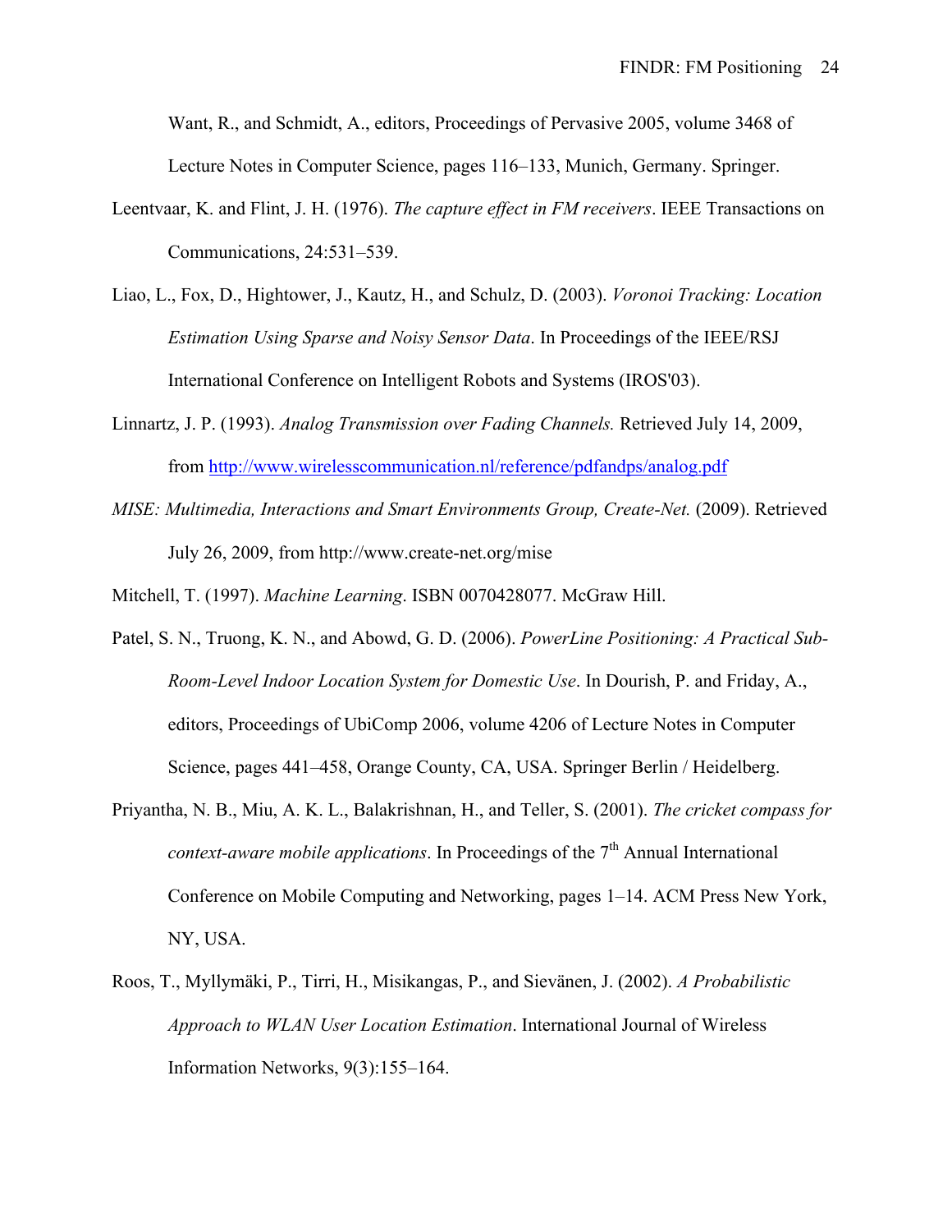Want, R., and Schmidt, A., editors, Proceedings of Pervasive 2005, volume 3468 of Lecture Notes in Computer Science, pages 116–133, Munich, Germany. Springer.

Leentvaar, K. and Flint, J. H. (1976). *The capture effect in FM receivers*. IEEE Transactions on Communications, 24:531–539.

Liao, L., Fox, D., Hightower, J., Kautz, H., and Schulz, D. (2003). *Voronoi Tracking: Location Estimation Using Sparse and Noisy Sensor Data*. In Proceedings of the IEEE/RSJ International Conference on Intelligent Robots and Systems (IROS'03).

Linnartz, J. P. (1993). *Analog Transmission over Fading Channels.* Retrieved July 14, 2009, from http://www.wirelesscommunication.nl/reference/pdfandps/analog.pdf

*MISE: Multimedia, Interactions and Smart Environments Group, Create-Net.* (2009). Retrieved July 26, 2009, from http://www.create-net.org/mise

Mitchell, T. (1997). *Machine Learning*. ISBN 0070428077. McGraw Hill.

Patel, S. N., Truong, K. N., and Abowd, G. D. (2006). *PowerLine Positioning: A Practical Sub-Room-Level Indoor Location System for Domestic Use*. In Dourish, P. and Friday, A., editors, Proceedings of UbiComp 2006, volume 4206 of Lecture Notes in Computer Science, pages 441–458, Orange County, CA, USA. Springer Berlin / Heidelberg.

Priyantha, N. B., Miu, A. K. L., Balakrishnan, H., and Teller, S. (2001). *The cricket compass for context-aware mobile applications*. In Proceedings of the 7th Annual International Conference on Mobile Computing and Networking, pages 1–14. ACM Press New York, NY, USA.

Roos, T., Myllymäki, P., Tirri, H., Misikangas, P., and Sievänen, J. (2002). *A Probabilistic Approach to WLAN User Location Estimation*. International Journal of Wireless Information Networks, 9(3):155–164.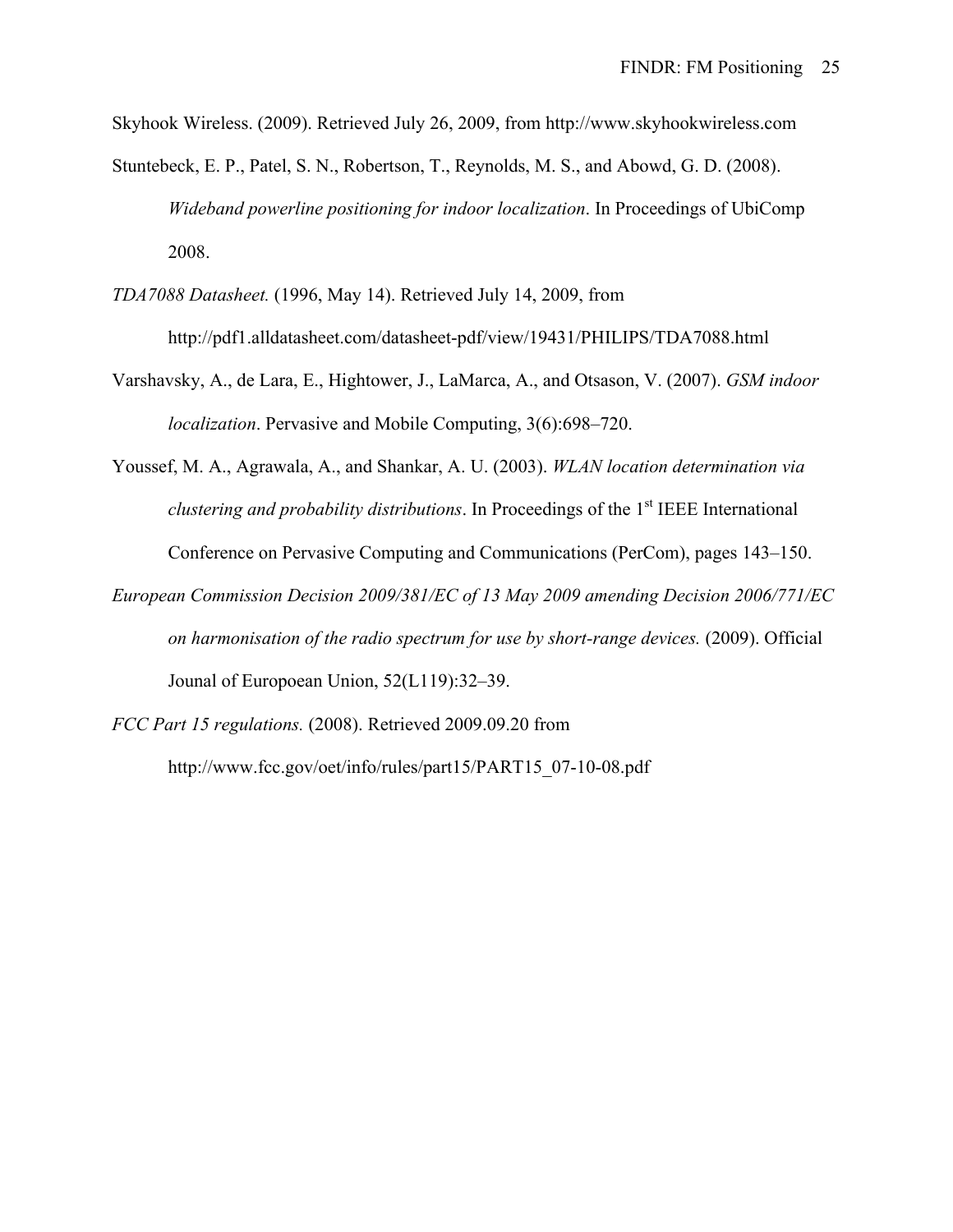Skyhook Wireless. (2009). Retrieved July 26, 2009, from http://www.skyhookwireless.com

Stuntebeck, E. P., Patel, S. N., Robertson, T., Reynolds, M. S., and Abowd, G. D. (2008). *Wideband powerline positioning for indoor localization*. In Proceedings of UbiComp 2008.

*TDA7088 Datasheet.* (1996, May 14). Retrieved July 14, 2009, from http://pdf1.alldatasheet.com/datasheet-pdf/view/19431/PHILIPS/TDA7088.html

Varshavsky, A., de Lara, E., Hightower, J., LaMarca, A., and Otsason, V. (2007). *GSM indoor localization*. Pervasive and Mobile Computing, 3(6):698–720.

Youssef, M. A., Agrawala, A., and Shankar, A. U. (2003). *WLAN location determination via clustering and probability distributions*. In Proceedings of the 1st IEEE International Conference on Pervasive Computing and Communications (PerCom), pages 143–150.

*European Commission Decision 2009/381/EC of 13 May 2009 amending Decision 2006/771/EC on harmonisation of the radio spectrum for use by short-range devices.* (2009). Official Journal of Europoean Union, 52(L119):32–39.

*FCC Part 15 regulations.* (2008). Retrieved 2009.09.20 from http://www.fcc.gov/oet/info/rules/part15/PART15_07-10-08.pdf